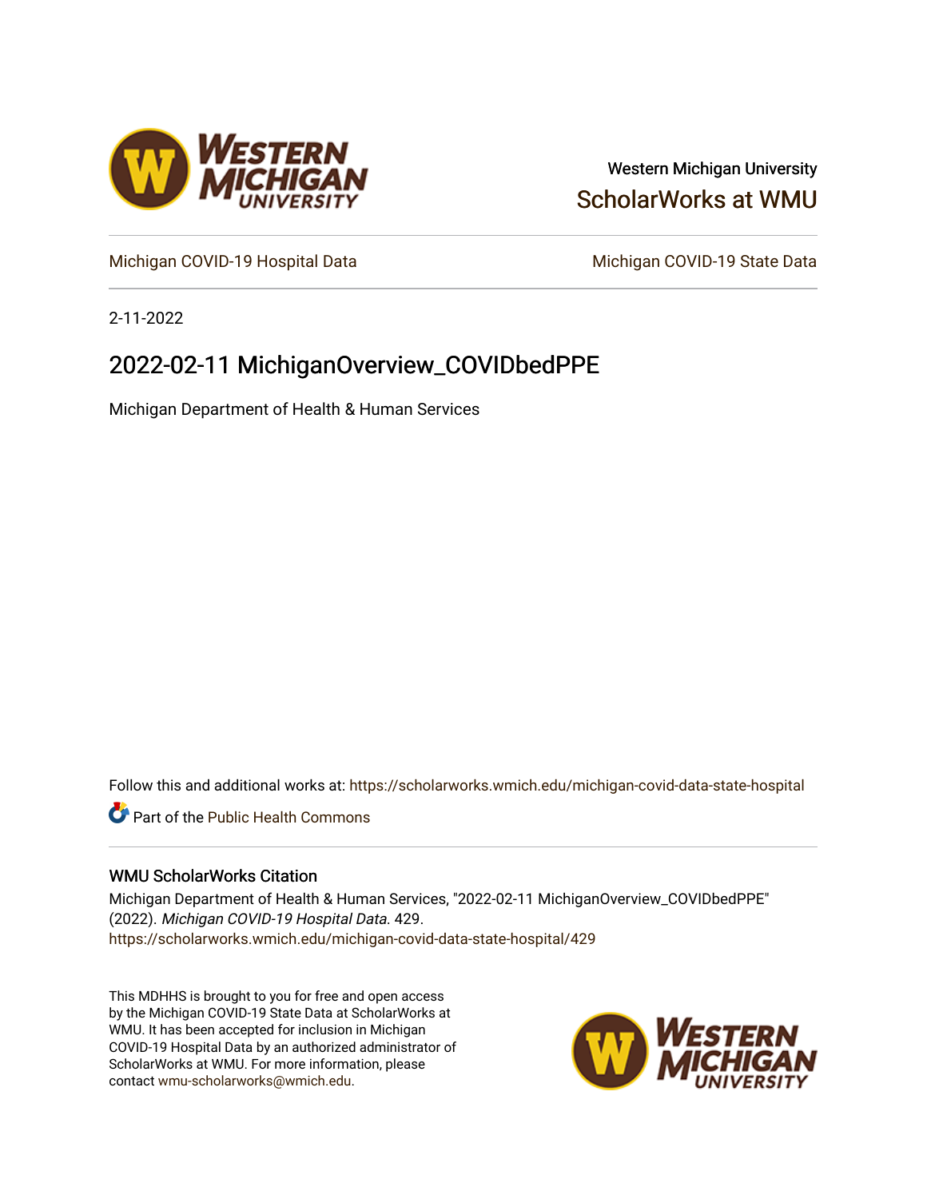Western Michigan University

ScholarWorks at WMU

Michigan COVID-19 Hospital Data

Michigan COVID-19 State Data

2-11-2022

# 2022-02-11 MichiganOverview_COVIDbedPPE

Michigan Department of Health & Human Services

Follow this and additional works at: https://scholarworks.wmich.edu/michigan-covid-data-state-hospital

Part of the Public Health Commons

## WMU ScholarWorks Citation

Michigan Department of Health & Human Services, "2022-02-11 MichiganOverview_COVIDbedPPE" (2022). *Michigan COVID-19 Hospital Data*. 429.
https://scholarworks.wmich.edu/michigan-covid-data-state-hospital/429

This MDHHS is brought to you for free and open access by the Michigan COVID-19 State Data at ScholarWorks at WMU. It has been accepted for inclusion in Michigan COVID-19 Hospital Data by an authorized administrator of ScholarWorks at WMU. For more information, please contact wmu-scholarworks@wmich.edu.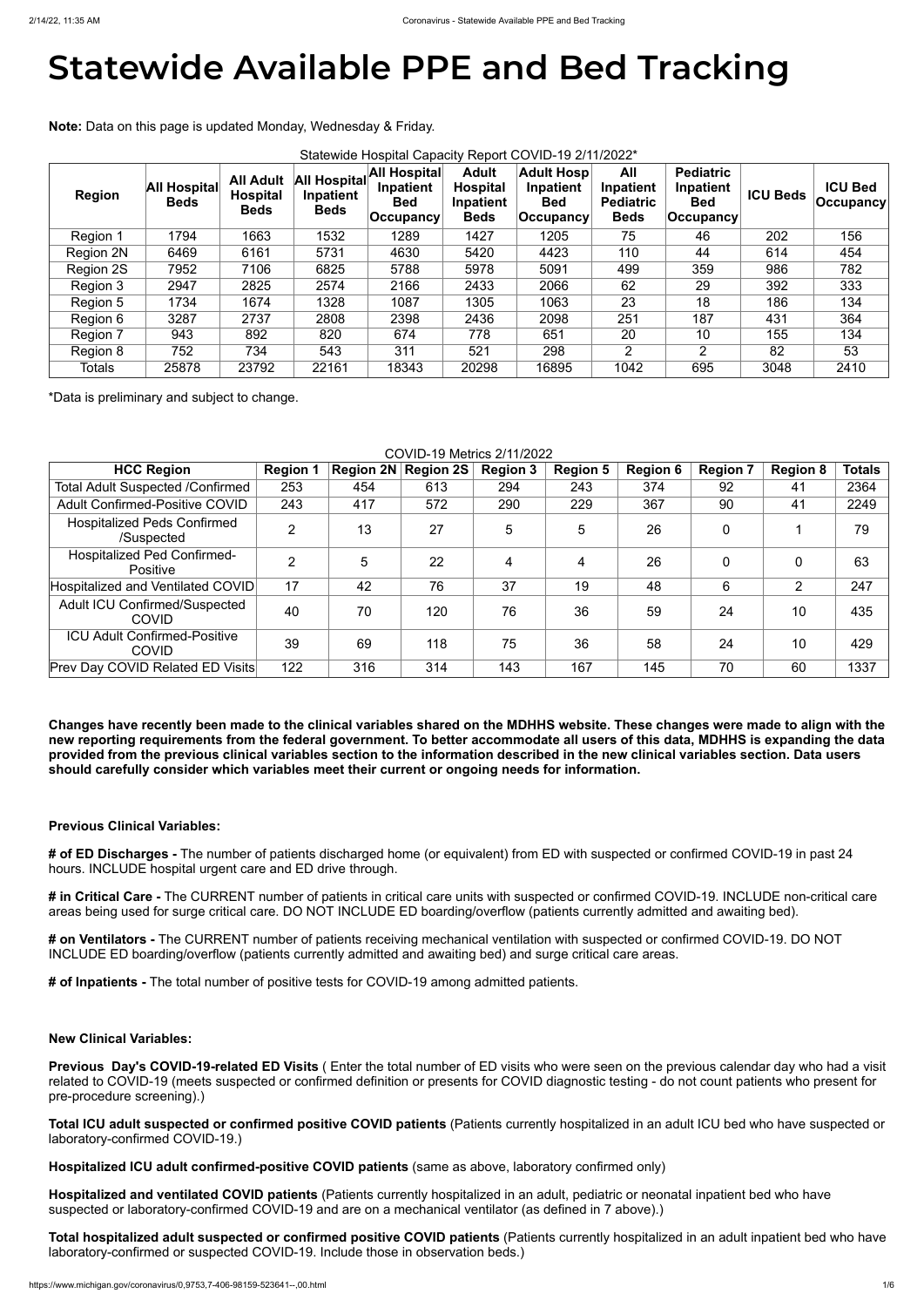# Statewide Available PPE and Bed Tracking

**Note:** Data on this page is updated Monday, Wednesday & Friday.

Statewide Hospital Capacity Report COVID-19 2/11/2022*

| Region | All Hospital Beds | All Adult Hospital Beds | All Hospital Inpatient Beds | All Hospital Inpatient Bed Occupancy | Adult Hospital Inpatient Beds | Adult Hosp Inpatient Bed Occupancy | All Inpatient Pediatric Beds | Pediatric Inpatient Bed Occupancy | ICU Beds | ICU Bed Occupancy |
|---|---|---|---|---|---|---|---|---|---|---|
| Region 1 | 1794 | 1663 | 1532 | 1289 | 1427 | 1205 | 75 | 46 | 202 | 156 |
| Region 2N | 6469 | 6161 | 5731 | 4630 | 5420 | 4423 | 110 | 44 | 614 | 454 |
| Region 2S | 7952 | 7106 | 6825 | 5788 | 5978 | 5091 | 499 | 359 | 986 | 782 |
| Region 3 | 2947 | 2825 | 2574 | 2166 | 2433 | 2066 | 62 | 29 | 392 | 333 |
| Region 5 | 1734 | 1674 | 1328 | 1087 | 1305 | 1063 | 23 | 18 | 186 | 134 |
| Region 6 | 3287 | 2737 | 2808 | 2398 | 2436 | 2098 | 251 | 187 | 431 | 364 |
| Region 7 | 943 | 892 | 820 | 674 | 778 | 651 | 20 | 10 | 155 | 134 |
| Region 8 | 752 | 734 | 543 | 311 | 521 | 298 | 2 | 2 | 82 | 53 |
| Totals | 25878 | 23792 | 22161 | 18343 | 20298 | 16895 | 1042 | 695 | 3048 | 2410 |

*Data is preliminary and subject to change.

COVID-19 Metrics 2/11/2022

| HCC Region | Region 1 | Region 2N | Region 2S | Region 3 | Region 5 | Region 6 | Region 7 | Region 8 | Totals |
|---|---|---|---|---|---|---|---|---|---|
| Total Adult Suspected /Confirmed | 253 | 454 | 613 | 294 | 243 | 374 | 92 | 41 | 2364 |
| Adult Confirmed-Positive COVID | 243 | 417 | 572 | 290 | 229 | 367 | 90 | 41 | 2249 |
| Hospitalized Peds Confirmed /Suspected | 2 | 13 | 27 | 5 | 5 | 26 | 0 | 1 | 79 |
| Hospitalized Ped Confirmed-Positive | 2 | 5 | 22 | 4 | 4 | 26 | 0 | 0 | 63 |
| Hospitalized and Ventilated COVID | 17 | 42 | 76 | 37 | 19 | 48 | 6 | 2 | 247 |
| Adult ICU Confirmed/Suspected COVID | 40 | 70 | 120 | 76 | 36 | 59 | 24 | 10 | 435 |
| ICU Adult Confirmed-Positive COVID | 39 | 69 | 118 | 75 | 36 | 58 | 24 | 10 | 429 |
| Prev Day COVID Related ED Visits | 122 | 316 | 314 | 143 | 167 | 145 | 70 | 60 | 1337 |

**Changes have recently been made to the clinical variables shared on the MDHHS website. These changes were made to align with the new reporting requirements from the federal government. To better accommodate all users of this data, MDHHS is expanding the data provided from the previous clinical variables section to the information described in the new clinical variables section. Data users should carefully consider which variables meet their current or ongoing needs for information.**

**Previous Clinical Variables:**

**# of ED Discharges -** The number of patients discharged home (or equivalent) from ED with suspected or confirmed COVID-19 in past 24 hours. INCLUDE hospital urgent care and ED drive through.

**# in Critical Care -** The CURRENT number of patients in critical care units with suspected or confirmed COVID-19. INCLUDE non-critical care areas being used for surge critical care. DO NOT INCLUDE ED boarding/overflow (patients currently admitted and awaiting bed).

**# on Ventilators -** The CURRENT number of patients receiving mechanical ventilation with suspected or confirmed COVID-19. DO NOT INCLUDE ED boarding/overflow (patients currently admitted and awaiting bed) and surge critical care areas.

**# of Inpatients -** The total number of positive tests for COVID-19 among admitted patients.

**New Clinical Variables:**

**Previous Day's COVID-19-related ED Visits** ( Enter the total number of ED visits who were seen on the previous calendar day who had a visit related to COVID-19 (meets suspected or confirmed definition or presents for COVID diagnostic testing - do not count patients who present for pre-procedure screening).)

**Total ICU adult suspected or confirmed positive COVID patients** (Patients currently hospitalized in an adult ICU bed who have suspected or laboratory-confirmed COVID-19.)

**Hospitalized ICU adult confirmed-positive COVID patients** (same as above, laboratory confirmed only)

**Hospitalized and ventilated COVID patients** (Patients currently hospitalized in an adult, pediatric or neonatal inpatient bed who have suspected or laboratory-confirmed COVID-19 and are on a mechanical ventilator (as defined in 7 above).)

**Total hospitalized adult suspected or confirmed positive COVID patients** (Patients currently hospitalized in an adult inpatient bed who have laboratory-confirmed or suspected COVID-19. Include those in observation beds.)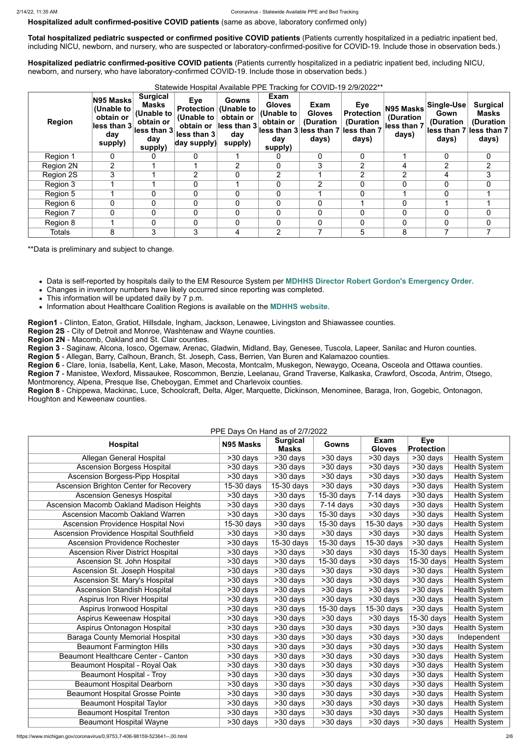**Hospitalized adult confirmed-positive COVID patients** (same as above, laboratory confirmed only)

**Total hospitalized pediatric suspected or confirmed positive COVID patients** (Patients currently hospitalized in a pediatric inpatient bed, including NICU, newborn, and nursery, who are suspected or laboratory-confirmed-positive for COVID-19. Include those in observation beds.)

**Hospitalized pediatric confirmed-positive COVID patients** (Patients currently hospitalized in a pediatric inpatient bed, including NICU, newborn, and nursery, who have laboratory-confirmed COVID-19. Include those in observation beds.)

Statewide Hospital Available PPE Tracking for COVID-19 2/9/2022**

| Region | N95 Masks (Unable to obtain or less than 3 day supply) | Surgical Masks (Unable to obtain or less than 3 day supply) | Eye Protection (Unable to obtain or less than 3 day supply) | Gowns (Unable to obtain or less than 3 day supply) | Exam Gloves (Unable to obtain or less than 3 day supply) | Exam Gloves (Duration less than 7 days) | Eye Protection (Duration less than 7 days) | N95 Masks (Duration less than 7 days) | Single-Use Gown (Duration less than 7 days) | Surgical Masks (Duration less than 7 days) |
|---|---|---|---|---|---|---|---|---|---|---|
| Region 1 | 0 | 0 | 0 | 1 | 0 | 0 | 0 | 1 | 0 | 0 |
| Region 2N | 2 | 1 | 1 | 2 | 0 | 3 | 2 | 4 | 2 | 2 |
| Region 2S | 3 | 1 | 2 | 0 | 2 | 1 | 2 | 2 | 4 | 3 |
| Region 3 | 1 | 1 | 0 | 1 | 0 | 2 | 0 | 0 | 0 | 0 |
| Region 5 | 1 | 0 | 0 | 0 | 0 | 1 | 0 | 1 | 0 | 1 |
| Region 6 | 0 | 0 | 0 | 0 | 0 | 0 | 1 | 0 | 1 | 1 |
| Region 7 | 0 | 0 | 0 | 0 | 0 | 0 | 0 | 0 | 0 | 0 |
| Region 8 | 1 | 0 | 0 | 0 | 0 | 0 | 0 | 0 | 0 | 0 |
| Totals | 8 | 3 | 3 | 4 | 2 | 7 | 5 | 8 | 7 | 7 |

**Data is preliminary and subject to change.

- Data is self-reported by hospitals daily to the EM Resource System per **MDHHS Director Robert Gordon's Emergency Order**.
- Changes in inventory numbers have likely occurred since reporting was completed.
- This information will be updated daily by 7 p.m.
- Information about Healthcare Coalition Regions is available on the **MDHHS website**.

**Region1** - Clinton, Eaton, Gratiot, Hillsdale, Ingham, Jackson, Lenawee, Livingston and Shiawassee counties.
**Region 2S** - City of Detroit and Monroe, Washtenaw and Wayne counties.
**Region 2N** - Macomb, Oakland and St. Clair counties.
**Region 3** - Saginaw, Alcona, Iosco, Ogemaw, Arenac, Gladwin, Midland, Bay, Genesee, Tuscola, Lapeer, Sanilac and Huron counties.
**Region 5** - Allegan, Barry, Calhoun, Branch, St. Joseph, Cass, Berrien, Van Buren and Kalamazoo counties.
**Region 6** - Clare, Ionia, Isabella, Kent, Lake, Mason, Mecosta, Montcalm, Muskegon, Newaygo, Oceana, Osceola and Ottawa counties.
**Region 7** - Manistee, Wexford, Missaukee, Roscommon, Benzie, Leelanau, Grand Traverse, Kalkaska, Crawford, Oscoda, Antrim, Otsego, Montmorency, Alpena, Presque Isle, Cheboygan, Emmet and Charlevoix counties.
**Region 8** - Chippewa, Mackinac, Luce, Schoolcraft, Delta, Alger, Marquette, Dickinson, Menominee, Baraga, Iron, Gogebic, Ontonagon, Houghton and Keweenaw counties.

PPE Days On Hand as of 2/7/2022

| Hospital | N95 Masks | Surgical Masks | Gowns | Exam Gloves | Eye Protection | |
|---|---|---|---|---|---|---|
| Allegan General Hospital | >30 days | >30 days | >30 days | >30 days | >30 days | Health System |
| Ascension Borgess Hospital | >30 days | >30 days | >30 days | >30 days | >30 days | Health System |
| Ascension Borgess-Pipp Hospital | >30 days | >30 days | >30 days | >30 days | >30 days | Health System |
| Ascension Brighton Center for Recovery | 15-30 days | 15-30 days | >30 days | >30 days | >30 days | Health System |
| Ascension Genesys Hospital | >30 days | >30 days | 15-30 days | 7-14 days | >30 days | Health System |
| Ascension Macomb Oakland Madison Heights | >30 days | >30 days | 7-14 days | >30 days | >30 days | Health System |
| Ascension Macomb Oakland Warren | >30 days | >30 days | 15-30 days | >30 days | >30 days | Health System |
| Ascension Providence Hospital Novi | 15-30 days | >30 days | 15-30 days | 15-30 days | >30 days | Health System |
| Ascension Providence Hospital Southfield | >30 days | >30 days | >30 days | >30 days | >30 days | Health System |
| Ascension Providence Rochester | >30 days | 15-30 days | 15-30 days | 15-30 days | >30 days | Health System |
| Ascension River District Hospital | >30 days | >30 days | >30 days | >30 days | 15-30 days | Health System |
| Ascension St. John Hospital | >30 days | >30 days | 15-30 days | >30 days | 15-30 days | Health System |
| Ascension St. Joseph Hospital | >30 days | >30 days | >30 days | >30 days | >30 days | Health System |
| Ascension St. Mary's Hospital | >30 days | >30 days | >30 days | >30 days | >30 days | Health System |
| Ascension Standish Hospital | >30 days | >30 days | >30 days | >30 days | >30 days | Health System |
| Aspirus Iron River Hospital | >30 days | >30 days | >30 days | >30 days | >30 days | Health System |
| Aspirus Ironwood Hospital | >30 days | >30 days | 15-30 days | 15-30 days | >30 days | Health System |
| Aspirus Keweenaw Hospital | >30 days | >30 days | >30 days | >30 days | 15-30 days | Health System |
| Aspirus Ontonagon Hospital | >30 days | >30 days | >30 days | >30 days | >30 days | Health System |
| Baraga County Memorial Hospital | >30 days | >30 days | >30 days | >30 days | >30 days | Independent |
| Beaumont Farmington Hills | >30 days | >30 days | >30 days | >30 days | >30 days | Health System |
| Beaumont Healthcare Center - Canton | >30 days | >30 days | >30 days | >30 days | >30 days | Health System |
| Beaumont Hospital - Royal Oak | >30 days | >30 days | >30 days | >30 days | >30 days | Health System |
| Beaumont Hospital - Troy | >30 days | >30 days | >30 days | >30 days | >30 days | Health System |
| Beaumont Hospital Dearborn | >30 days | >30 days | >30 days | >30 days | >30 days | Health System |
| Beaumont Hospital Grosse Pointe | >30 days | >30 days | >30 days | >30 days | >30 days | Health System |
| Beaumont Hospital Taylor | >30 days | >30 days | >30 days | >30 days | >30 days | Health System |
| Beaumont Hospital Trenton | >30 days | >30 days | >30 days | >30 days | >30 days | Health System |
| Beaumont Hospital Wayne | >30 days | >30 days | >30 days | >30 days | >30 days | Health System |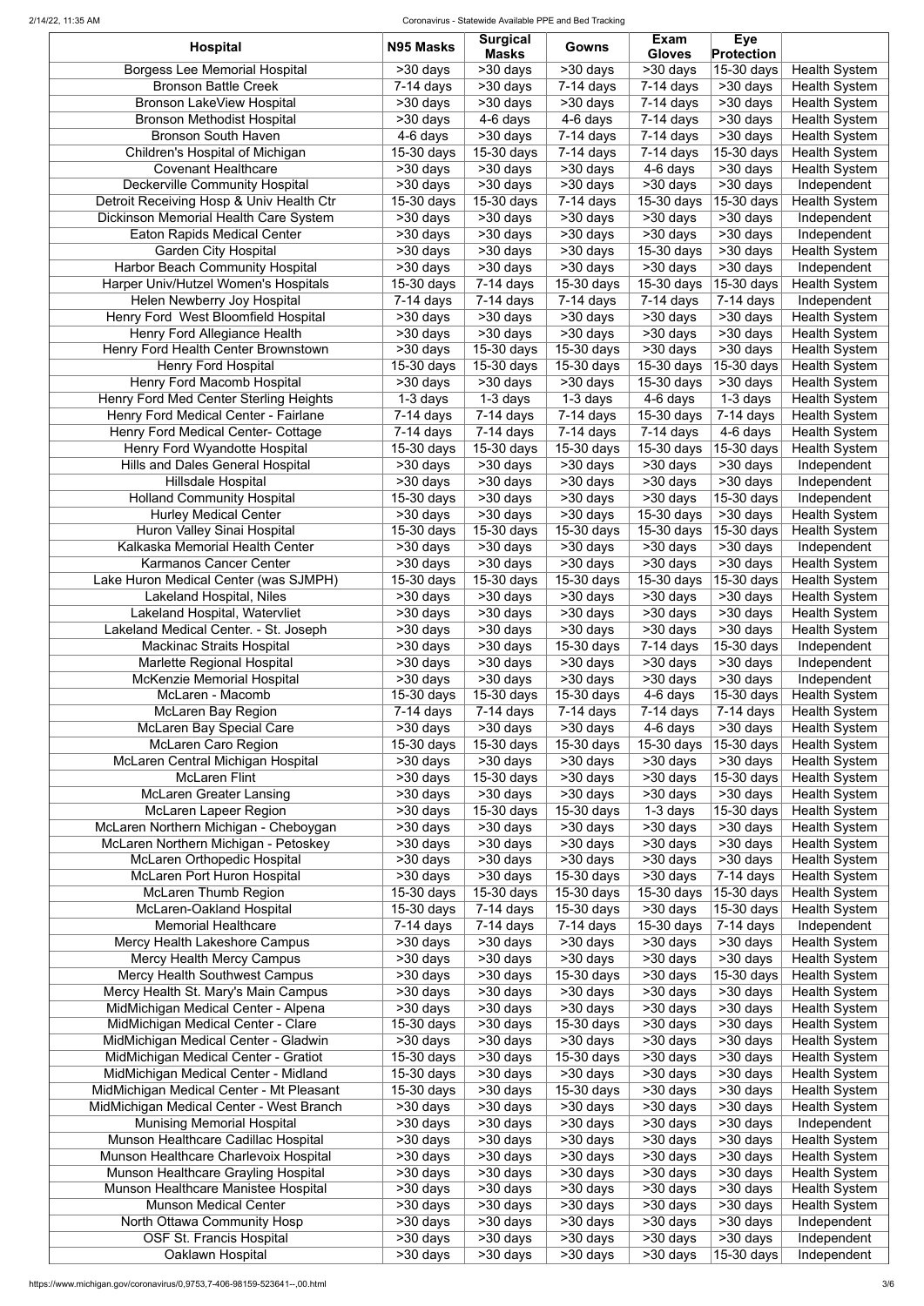| Hospital | N95 Masks | Surgical Masks | Gowns | Exam Gloves | Eye Protection | |
|---|---|---|---|---|---|---|
| Borgess Lee Memorial Hospital | >30 days | >30 days | >30 days | >30 days | 15-30 days | Health System |
| Bronson Battle Creek | 7-14 days | >30 days | 7-14 days | 7-14 days | >30 days | Health System |
| Bronson LakeView Hospital | >30 days | >30 days | >30 days | 7-14 days | >30 days | Health System |
| Bronson Methodist Hospital | >30 days | 4-6 days | 4-6 days | 7-14 days | >30 days | Health System |
| Bronson South Haven | 4-6 days | >30 days | 7-14 days | 7-14 days | >30 days | Health System |
| Children's Hospital of Michigan | 15-30 days | 15-30 days | 7-14 days | 7-14 days | 15-30 days | Health System |
| Covenant Healthcare | >30 days | >30 days | >30 days | 4-6 days | >30 days | Health System |
| Deckerville Community Hospital | >30 days | >30 days | >30 days | >30 days | >30 days | Independent |
| Detroit Receiving Hosp & Univ Health Ctr | 15-30 days | 15-30 days | 7-14 days | 15-30 days | 15-30 days | Health System |
| Dickinson Memorial Health Care System | >30 days | >30 days | >30 days | >30 days | >30 days | Independent |
| Eaton Rapids Medical Center | >30 days | >30 days | >30 days | >30 days | >30 days | Independent |
| Garden City Hospital | >30 days | >30 days | >30 days | 15-30 days | >30 days | Health System |
| Harbor Beach Community Hospital | >30 days | >30 days | >30 days | >30 days | >30 days | Independent |
| Harper Univ/Hutzel Women's Hospitals | 15-30 days | 7-14 days | 15-30 days | 15-30 days | 15-30 days | Health System |
| Helen Newberry Joy Hospital | 7-14 days | 7-14 days | 7-14 days | 7-14 days | 7-14 days | Independent |
| Henry Ford West Bloomfield Hospital | >30 days | >30 days | >30 days | >30 days | >30 days | Health System |
| Henry Ford Allegiance Health | >30 days | >30 days | >30 days | >30 days | >30 days | Health System |
| Henry Ford Health Center Brownstown | >30 days | 15-30 days | 15-30 days | >30 days | >30 days | Health System |
| Henry Ford Hospital | 15-30 days | 15-30 days | 15-30 days | 15-30 days | 15-30 days | Health System |
| Henry Ford Macomb Hospital | >30 days | >30 days | >30 days | 15-30 days | >30 days | Health System |
| Henry Ford Med Center Sterling Heights | 1-3 days | 1-3 days | 1-3 days | 4-6 days | 1-3 days | Health System |
| Henry Ford Medical Center - Fairlane | 7-14 days | 7-14 days | 7-14 days | 15-30 days | 7-14 days | Health System |
| Henry Ford Medical Center- Cottage | 7-14 days | 7-14 days | 7-14 days | 7-14 days | 4-6 days | Health System |
| Henry Ford Wyandotte Hospital | 15-30 days | 15-30 days | 15-30 days | 15-30 days | 15-30 days | Health System |
| Hills and Dales General Hospital | >30 days | >30 days | >30 days | >30 days | >30 days | Independent |
| Hillsdale Hospital | >30 days | >30 days | >30 days | >30 days | >30 days | Independent |
| Holland Community Hospital | 15-30 days | >30 days | >30 days | >30 days | 15-30 days | Independent |
| Hurley Medical Center | >30 days | >30 days | >30 days | 15-30 days | >30 days | Health System |
| Huron Valley Sinai Hospital | 15-30 days | 15-30 days | 15-30 days | 15-30 days | 15-30 days | Health System |
| Kalkaska Memorial Health Center | >30 days | >30 days | >30 days | >30 days | >30 days | Independent |
| Karmanos Cancer Center | >30 days | >30 days | >30 days | >30 days | >30 days | Health System |
| Lake Huron Medical Center (was SJMPH) | 15-30 days | 15-30 days | 15-30 days | 15-30 days | 15-30 days | Health System |
| Lakeland Hospital, Niles | >30 days | >30 days | >30 days | >30 days | >30 days | Health System |
| Lakeland Hospital, Watervliet | >30 days | >30 days | >30 days | >30 days | >30 days | Health System |
| Lakeland Medical Center. - St. Joseph | >30 days | >30 days | >30 days | >30 days | >30 days | Health System |
| Mackinac Straits Hospital | >30 days | >30 days | 15-30 days | 7-14 days | 15-30 days | Independent |
| Marlette Regional Hospital | >30 days | >30 days | >30 days | >30 days | >30 days | Independent |
| McKenzie Memorial Hospital | >30 days | >30 days | >30 days | >30 days | >30 days | Independent |
| McLaren - Macomb | 15-30 days | 15-30 days | 15-30 days | 4-6 days | 15-30 days | Health System |
| McLaren Bay Region | 7-14 days | 7-14 days | 7-14 days | 7-14 days | 7-14 days | Health System |
| McLaren Bay Special Care | >30 days | >30 days | >30 days | 4-6 days | >30 days | Health System |
| McLaren Caro Region | 15-30 days | 15-30 days | 15-30 days | 15-30 days | 15-30 days | Health System |
| McLaren Central Michigan Hospital | >30 days | >30 days | >30 days | >30 days | >30 days | Health System |
| McLaren Flint | >30 days | 15-30 days | >30 days | >30 days | 15-30 days | Health System |
| McLaren Greater Lansing | >30 days | >30 days | >30 days | >30 days | >30 days | Health System |
| McLaren Lapeer Region | >30 days | 15-30 days | 15-30 days | 1-3 days | 15-30 days | Health System |
| McLaren Northern Michigan - Cheboygan | >30 days | >30 days | >30 days | >30 days | >30 days | Health System |
| McLaren Northern Michigan - Petoskey | >30 days | >30 days | >30 days | >30 days | >30 days | Health System |
| McLaren Orthopedic Hospital | >30 days | >30 days | >30 days | >30 days | >30 days | Health System |
| McLaren Port Huron Hospital | >30 days | >30 days | 15-30 days | >30 days | 7-14 days | Health System |
| McLaren Thumb Region | 15-30 days | 15-30 days | 15-30 days | 15-30 days | 15-30 days | Health System |
| McLaren-Oakland Hospital | 15-30 days | 7-14 days | 15-30 days | >30 days | 15-30 days | Health System |
| Memorial Healthcare | 7-14 days | 7-14 days | 7-14 days | 15-30 days | 7-14 days | Independent |
| Mercy Health Lakeshore Campus | >30 days | >30 days | >30 days | >30 days | >30 days | Health System |
| Mercy Health Mercy Campus | >30 days | >30 days | >30 days | >30 days | >30 days | Health System |
| Mercy Health Southwest Campus | >30 days | >30 days | 15-30 days | >30 days | 15-30 days | Health System |
| Mercy Health St. Mary's Main Campus | >30 days | >30 days | >30 days | >30 days | >30 days | Health System |
| MidMichigan Medical Center - Alpena | >30 days | >30 days | >30 days | >30 days | >30 days | Health System |
| MidMichigan Medical Center - Clare | 15-30 days | >30 days | 15-30 days | >30 days | >30 days | Health System |
| MidMichigan Medical Center - Gladwin | >30 days | >30 days | >30 days | >30 days | >30 days | Health System |
| MidMichigan Medical Center - Gratiot | 15-30 days | >30 days | 15-30 days | >30 days | >30 days | Health System |
| MidMichigan Medical Center - Midland | 15-30 days | >30 days | >30 days | >30 days | >30 days | Health System |
| MidMichigan Medical Center - Mt Pleasant | 15-30 days | >30 days | 15-30 days | >30 days | >30 days | Health System |
| MidMichigan Medical Center - West Branch | >30 days | >30 days | >30 days | >30 days | >30 days | Health System |
| Munising Memorial Hospital | >30 days | >30 days | >30 days | >30 days | >30 days | Independent |
| Munson Healthcare Cadillac Hospital | >30 days | >30 days | >30 days | >30 days | >30 days | Health System |
| Munson Healthcare Charlevoix Hospital | >30 days | >30 days | >30 days | >30 days | >30 days | Health System |
| Munson Healthcare Grayling Hospital | >30 days | >30 days | >30 days | >30 days | >30 days | Health System |
| Munson Healthcare Manistee Hospital | >30 days | >30 days | >30 days | >30 days | >30 days | Health System |
| Munson Medical Center | >30 days | >30 days | >30 days | >30 days | >30 days | Health System |
| North Ottawa Community Hosp | >30 days | >30 days | >30 days | >30 days | >30 days | Independent |
| OSF St. Francis Hospital | >30 days | >30 days | >30 days | >30 days | >30 days | Independent |
| Oaklawn Hospital | >30 days | >30 days | >30 days | >30 days | 15-30 days | Independent |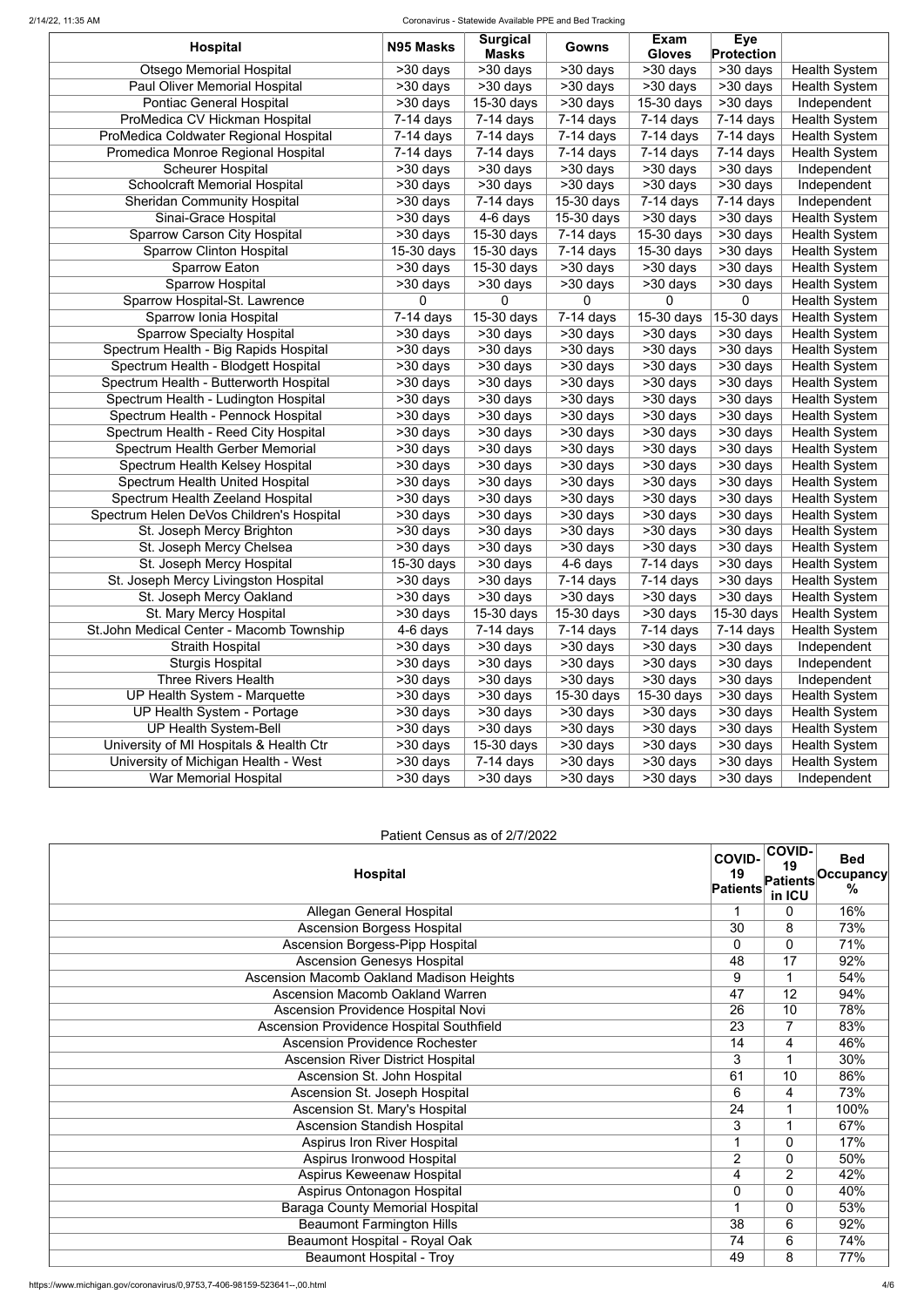| Hospital | N95 Masks | Surgical Masks | Gowns | Exam Gloves | Eye Protection | |
|---|---|---|---|---|---|---|
| Otsego Memorial Hospital | >30 days | >30 days | >30 days | >30 days | >30 days | Health System |
| Paul Oliver Memorial Hospital | >30 days | >30 days | >30 days | >30 days | >30 days | Health System |
| Pontiac General Hospital | >30 days | 15-30 days | >30 days | 15-30 days | >30 days | Independent |
| ProMedica CV Hickman Hospital | 7-14 days | 7-14 days | 7-14 days | 7-14 days | 7-14 days | Health System |
| ProMedica Coldwater Regional Hospital | 7-14 days | 7-14 days | 7-14 days | 7-14 days | 7-14 days | Health System |
| Promedica Monroe Regional Hospital | 7-14 days | 7-14 days | 7-14 days | 7-14 days | 7-14 days | Health System |
| Scheurer Hospital | >30 days | >30 days | >30 days | >30 days | >30 days | Independent |
| Schoolcraft Memorial Hospital | >30 days | >30 days | >30 days | >30 days | >30 days | Independent |
| Sheridan Community Hospital | >30 days | 7-14 days | 15-30 days | 7-14 days | 7-14 days | Independent |
| Sinai-Grace Hospital | >30 days | 4-6 days | 15-30 days | >30 days | >30 days | Health System |
| Sparrow Carson City Hospital | >30 days | 15-30 days | 7-14 days | 15-30 days | >30 days | Health System |
| Sparrow Clinton Hospital | 15-30 days | 15-30 days | 7-14 days | 15-30 days | >30 days | Health System |
| Sparrow Eaton | >30 days | 15-30 days | >30 days | >30 days | >30 days | Health System |
| Sparrow Hospital | >30 days | >30 days | >30 days | >30 days | >30 days | Health System |
| Sparrow Hospital-St. Lawrence | 0 | 0 | 0 | 0 | 0 | Health System |
| Sparrow Ionia Hospital | 7-14 days | 15-30 days | 7-14 days | 15-30 days | 15-30 days | Health System |
| Sparrow Specialty Hospital | >30 days | >30 days | >30 days | >30 days | >30 days | Health System |
| Spectrum Health - Big Rapids Hospital | >30 days | >30 days | >30 days | >30 days | >30 days | Health System |
| Spectrum Health - Blodgett Hospital | >30 days | >30 days | >30 days | >30 days | >30 days | Health System |
| Spectrum Health - Butterworth Hospital | >30 days | >30 days | >30 days | >30 days | >30 days | Health System |
| Spectrum Health - Ludington Hospital | >30 days | >30 days | >30 days | >30 days | >30 days | Health System |
| Spectrum Health - Pennock Hospital | >30 days | >30 days | >30 days | >30 days | >30 days | Health System |
| Spectrum Health - Reed City Hospital | >30 days | >30 days | >30 days | >30 days | >30 days | Health System |
| Spectrum Health Gerber Memorial | >30 days | >30 days | >30 days | >30 days | >30 days | Health System |
| Spectrum Health Kelsey Hospital | >30 days | >30 days | >30 days | >30 days | >30 days | Health System |
| Spectrum Health United Hospital | >30 days | >30 days | >30 days | >30 days | >30 days | Health System |
| Spectrum Health Zeeland Hospital | >30 days | >30 days | >30 days | >30 days | >30 days | Health System |
| Spectrum Helen DeVos Children's Hospital | >30 days | >30 days | >30 days | >30 days | >30 days | Health System |
| St. Joseph Mercy Brighton | >30 days | >30 days | >30 days | >30 days | >30 days | Health System |
| St. Joseph Mercy Chelsea | >30 days | >30 days | >30 days | >30 days | >30 days | Health System |
| St. Joseph Mercy Hospital | 15-30 days | >30 days | 4-6 days | 7-14 days | >30 days | Health System |
| St. Joseph Mercy Livingston Hospital | >30 days | >30 days | 7-14 days | 7-14 days | >30 days | Health System |
| St. Joseph Mercy Oakland | >30 days | >30 days | >30 days | >30 days | >30 days | Health System |
| St. Mary Mercy Hospital | >30 days | 15-30 days | 15-30 days | >30 days | 15-30 days | Health System |
| St.John Medical Center - Macomb Township | 4-6 days | 7-14 days | 7-14 days | 7-14 days | 7-14 days | Health System |
| Straith Hospital | >30 days | >30 days | >30 days | >30 days | >30 days | Independent |
| Sturgis Hospital | >30 days | >30 days | >30 days | >30 days | >30 days | Independent |
| Three Rivers Health | >30 days | >30 days | >30 days | >30 days | >30 days | Independent |
| UP Health System - Marquette | >30 days | >30 days | 15-30 days | 15-30 days | >30 days | Health System |
| UP Health System - Portage | >30 days | >30 days | >30 days | >30 days | >30 days | Health System |
| UP Health System-Bell | >30 days | >30 days | >30 days | >30 days | >30 days | Health System |
| University of MI Hospitals & Health Ctr | >30 days | 15-30 days | >30 days | >30 days | >30 days | Health System |
| University of Michigan Health - West | >30 days | 7-14 days | >30 days | >30 days | >30 days | Health System |
| War Memorial Hospital | >30 days | >30 days | >30 days | >30 days | >30 days | Independent |

Patient Census as of 2/7/2022

| Hospital | COVID-19 Patients | COVID-19 Patients in ICU | Bed Occupancy % |
|---|---|---|---|
| Allegan General Hospital | 1 | 0 | 16% |
| Ascension Borgess Hospital | 30 | 8 | 73% |
| Ascension Borgess-Pipp Hospital | 0 | 0 | 71% |
| Ascension Genesys Hospital | 48 | 17 | 92% |
| Ascension Macomb Oakland Madison Heights | 9 | 1 | 54% |
| Ascension Macomb Oakland Warren | 47 | 12 | 94% |
| Ascension Providence Hospital Novi | 26 | 10 | 78% |
| Ascension Providence Hospital Southfield | 23 | 7 | 83% |
| Ascension Providence Rochester | 14 | 4 | 46% |
| Ascension River District Hospital | 3 | 1 | 30% |
| Ascension St. John Hospital | 61 | 10 | 86% |
| Ascension St. Joseph Hospital | 6 | 4 | 73% |
| Ascension St. Mary's Hospital | 24 | 1 | 100% |
| Ascension Standish Hospital | 3 | 1 | 67% |
| Aspirus Iron River Hospital | 1 | 0 | 17% |
| Aspirus Ironwood Hospital | 2 | 0 | 50% |
| Aspirus Keweenaw Hospital | 4 | 2 | 42% |
| Aspirus Ontonagon Hospital | 0 | 0 | 40% |
| Baraga County Memorial Hospital | 1 | 0 | 53% |
| Beaumont Farmington Hills | 38 | 6 | 92% |
| Beaumont Hospital - Royal Oak | 74 | 6 | 74% |
| Beaumont Hospital - Troy | 49 | 8 | 77% |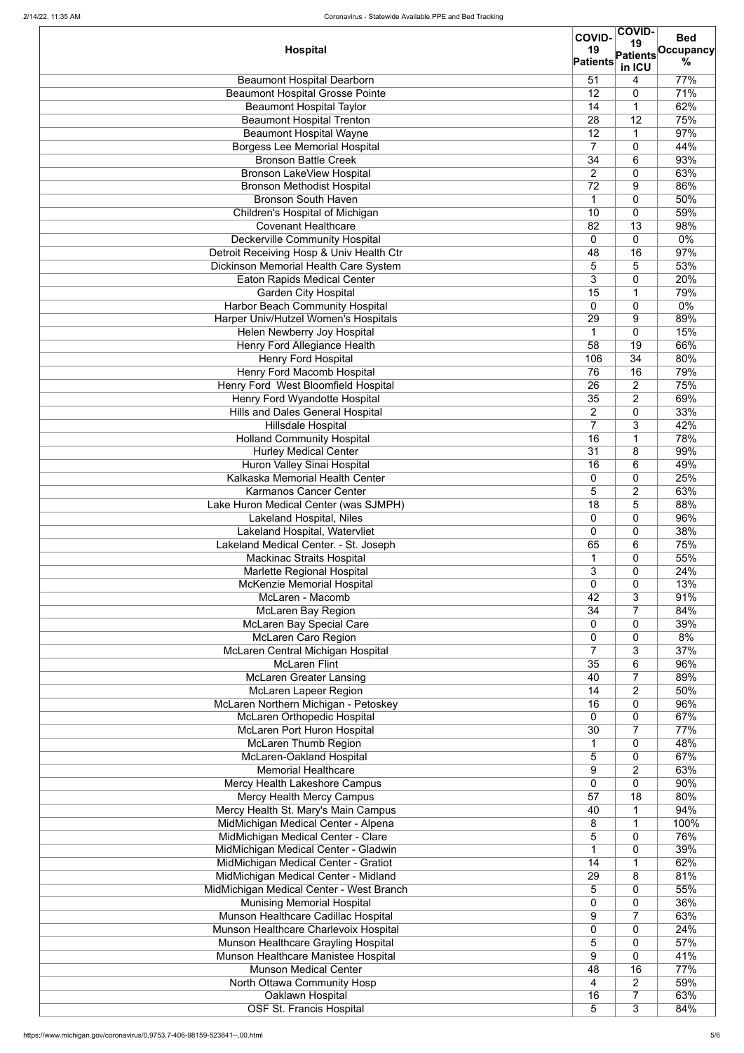| Hospital | COVID-19 Patients | COVID-19 Patients in ICU | Bed Occupancy % |
|---|---|---|---|
| Beaumont Hospital Dearborn | 51 | 4 | 77% |
| Beaumont Hospital Grosse Pointe | 12 | 0 | 71% |
| Beaumont Hospital Taylor | 14 | 1 | 62% |
| Beaumont Hospital Trenton | 28 | 12 | 75% |
| Beaumont Hospital Wayne | 12 | 1 | 97% |
| Borgess Lee Memorial Hospital | 7 | 0 | 44% |
| Bronson Battle Creek | 34 | 6 | 93% |
| Bronson LakeView Hospital | 2 | 0 | 63% |
| Bronson Methodist Hospital | 72 | 9 | 86% |
| Bronson South Haven | 1 | 0 | 50% |
| Children's Hospital of Michigan | 10 | 0 | 59% |
| Covenant Healthcare | 82 | 13 | 98% |
| Deckerville Community Hospital | 0 | 0 | 0% |
| Detroit Receiving Hosp & Univ Health Ctr | 48 | 16 | 97% |
| Dickinson Memorial Health Care System | 5 | 5 | 53% |
| Eaton Rapids Medical Center | 3 | 0 | 20% |
| Garden City Hospital | 15 | 1 | 79% |
| Harbor Beach Community Hospital | 0 | 0 | 0% |
| Harper Univ/Hutzel Women's Hospitals | 29 | 9 | 89% |
| Helen Newberry Joy Hospital | 1 | 0 | 15% |
| Henry Ford Allegiance Health | 58 | 19 | 66% |
| Henry Ford Hospital | 106 | 34 | 80% |
| Henry Ford Macomb Hospital | 76 | 16 | 79% |
| Henry Ford West Bloomfield Hospital | 26 | 2 | 75% |
| Henry Ford Wyandotte Hospital | 35 | 2 | 69% |
| Hills and Dales General Hospital | 2 | 0 | 33% |
| Hillsdale Hospital | 7 | 3 | 42% |
| Holland Community Hospital | 16 | 1 | 78% |
| Hurley Medical Center | 31 | 8 | 99% |
| Huron Valley Sinai Hospital | 16 | 6 | 49% |
| Kalkaska Memorial Health Center | 0 | 0 | 25% |
| Karmanos Cancer Center | 5 | 2 | 63% |
| Lake Huron Medical Center (was SJMPH) | 18 | 5 | 88% |
| Lakeland Hospital, Niles | 0 | 0 | 96% |
| Lakeland Hospital, Watervliet | 0 | 0 | 38% |
| Lakeland Medical Center. - St. Joseph | 65 | 6 | 75% |
| Mackinac Straits Hospital | 1 | 0 | 55% |
| Marlette Regional Hospital | 3 | 0 | 24% |
| McKenzie Memorial Hospital | 0 | 0 | 13% |
| McLaren - Macomb | 42 | 3 | 91% |
| McLaren Bay Region | 34 | 7 | 84% |
| McLaren Bay Special Care | 0 | 0 | 39% |
| McLaren Caro Region | 0 | 0 | 8% |
| McLaren Central Michigan Hospital | 7 | 3 | 37% |
| McLaren Flint | 35 | 6 | 96% |
| McLaren Greater Lansing | 40 | 7 | 89% |
| McLaren Lapeer Region | 14 | 2 | 50% |
| McLaren Northern Michigan - Petoskey | 16 | 0 | 96% |
| McLaren Orthopedic Hospital | 0 | 0 | 67% |
| McLaren Port Huron Hospital | 30 | 7 | 77% |
| McLaren Thumb Region | 1 | 0 | 48% |
| McLaren-Oakland Hospital | 5 | 0 | 67% |
| Memorial Healthcare | 9 | 2 | 63% |
| Mercy Health Lakeshore Campus | 0 | 0 | 90% |
| Mercy Health Mercy Campus | 57 | 18 | 80% |
| Mercy Health St. Mary's Main Campus | 40 | 1 | 94% |
| MidMichigan Medical Center - Alpena | 8 | 1 | 100% |
| MidMichigan Medical Center - Clare | 5 | 0 | 76% |
| MidMichigan Medical Center - Gladwin | 1 | 0 | 39% |
| MidMichigan Medical Center - Gratiot | 14 | 1 | 62% |
| MidMichigan Medical Center - Midland | 29 | 8 | 81% |
| MidMichigan Medical Center - West Branch | 5 | 0 | 55% |
| Munising Memorial Hospital | 0 | 0 | 36% |
| Munson Healthcare Cadillac Hospital | 9 | 7 | 63% |
| Munson Healthcare Charlevoix Hospital | 0 | 0 | 24% |
| Munson Healthcare Grayling Hospital | 5 | 0 | 57% |
| Munson Healthcare Manistee Hospital | 9 | 0 | 41% |
| Munson Medical Center | 48 | 16 | 77% |
| North Ottawa Community Hosp | 4 | 2 | 59% |
| Oaklawn Hospital | 16 | 7 | 63% |
| OSF St. Francis Hospital | 5 | 3 | 84% |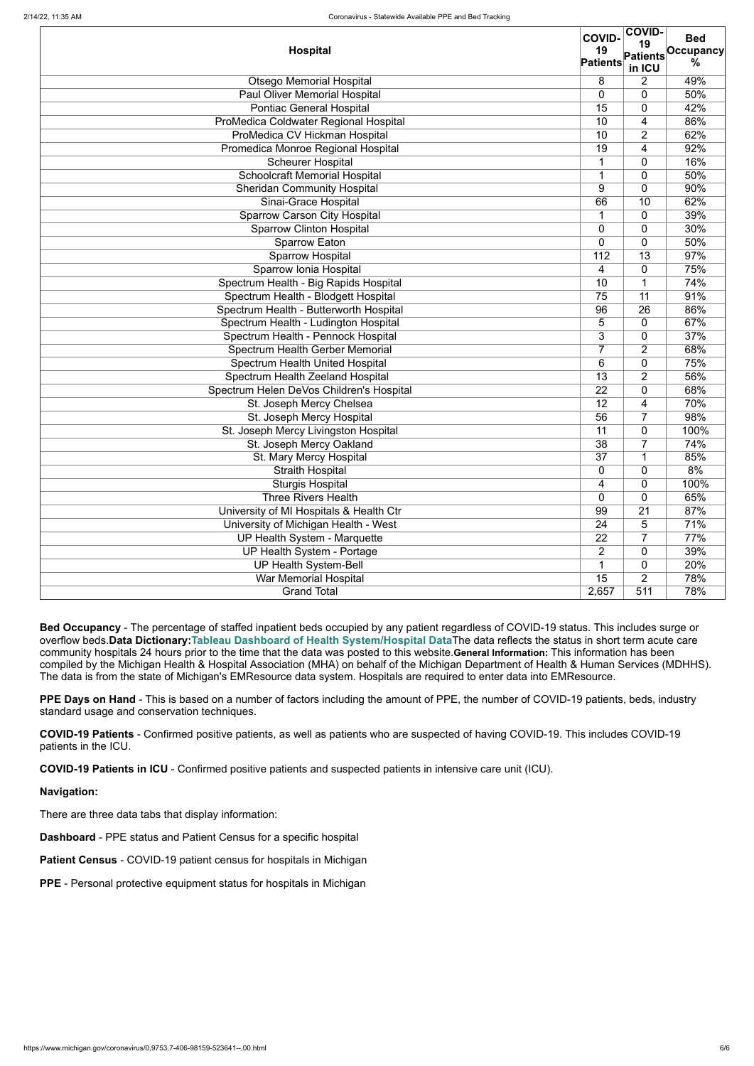| Hospital | COVID-19 Patients | COVID-19 Patients in ICU | Bed Occupancy % |
|---|---|---|---|
| Otsego Memorial Hospital | 8 | 2 | 49% |
| Paul Oliver Memorial Hospital | 0 | 0 | 50% |
| Pontiac General Hospital | 15 | 0 | 42% |
| ProMedica Coldwater Regional Hospital | 10 | 4 | 86% |
| ProMedica CV Hickman Hospital | 10 | 2 | 62% |
| Promedica Monroe Regional Hospital | 19 | 4 | 92% |
| Scheurer Hospital | 1 | 0 | 16% |
| Schoolcraft Memorial Hospital | 1 | 0 | 50% |
| Sheridan Community Hospital | 9 | 0 | 90% |
| Sinai-Grace Hospital | 66 | 10 | 62% |
| Sparrow Carson City Hospital | 1 | 0 | 39% |
| Sparrow Clinton Hospital | 0 | 0 | 30% |
| Sparrow Eaton | 0 | 0 | 50% |
| Sparrow Hospital | 112 | 13 | 97% |
| Sparrow Ionia Hospital | 4 | 0 | 75% |
| Spectrum Health - Big Rapids Hospital | 10 | 1 | 74% |
| Spectrum Health - Blodgett Hospital | 75 | 11 | 91% |
| Spectrum Health - Butterworth Hospital | 96 | 26 | 86% |
| Spectrum Health - Ludington Hospital | 5 | 0 | 67% |
| Spectrum Health - Pennock Hospital | 3 | 0 | 37% |
| Spectrum Health Gerber Memorial | 7 | 2 | 68% |
| Spectrum Health United Hospital | 6 | 0 | 75% |
| Spectrum Health Zeeland Hospital | 13 | 2 | 56% |
| Spectrum Helen DeVos Children's Hospital | 22 | 0 | 68% |
| St. Joseph Mercy Chelsea | 12 | 4 | 70% |
| St. Joseph Mercy Hospital | 56 | 7 | 98% |
| St. Joseph Mercy Livingston Hospital | 11 | 0 | 100% |
| St. Joseph Mercy Oakland | 38 | 7 | 74% |
| St. Mary Mercy Hospital | 37 | 1 | 85% |
| Straith Hospital | 0 | 0 | 8% |
| Sturgis Hospital | 4 | 0 | 100% |
| Three Rivers Health | 0 | 0 | 65% |
| University of MI Hospitals & Health Ctr | 99 | 21 | 87% |
| University of Michigan Health - West | 24 | 5 | 71% |
| UP Health System - Marquette | 22 | 7 | 77% |
| UP Health System - Portage | 2 | 0 | 39% |
| UP Health System-Bell | 1 | 0 | 20% |
| War Memorial Hospital | 15 | 2 | 78% |
| Grand Total | 2,657 | 511 | 78% |

**Bed Occupancy** - The percentage of staffed inpatient beds occupied by any patient regardless of COVID-19 status. This includes surge or overflow beds.**Data Dictionary:Tableau Dashboard of Health System/Hospital Data**The data reflects the status in short term acute care community hospitals 24 hours prior to the time that the data was posted to this website.**General Information:** This information has been compiled by the Michigan Health & Hospital Association (MHA) on behalf of the Michigan Department of Health & Human Services (MDHHS). The data is from the state of Michigan's EMResource data system. Hospitals are required to enter data into EMResource.

**PPE Days on Hand** - This is based on a number of factors including the amount of PPE, the number of COVID-19 patients, beds, industry standard usage and conservation techniques.

**COVID-19 Patients** - Confirmed positive patients, as well as patients who are suspected of having COVID-19. This includes COVID-19 patients in the ICU.

**COVID-19 Patients in ICU** - Confirmed positive patients and suspected patients in intensive care unit (ICU).

**Navigation:**

There are three data tabs that display information:

**Dashboard** - PPE status and Patient Census for a specific hospital

**Patient Census** - COVID-19 patient census for hospitals in Michigan

**PPE** - Personal protective equipment status for hospitals in Michigan